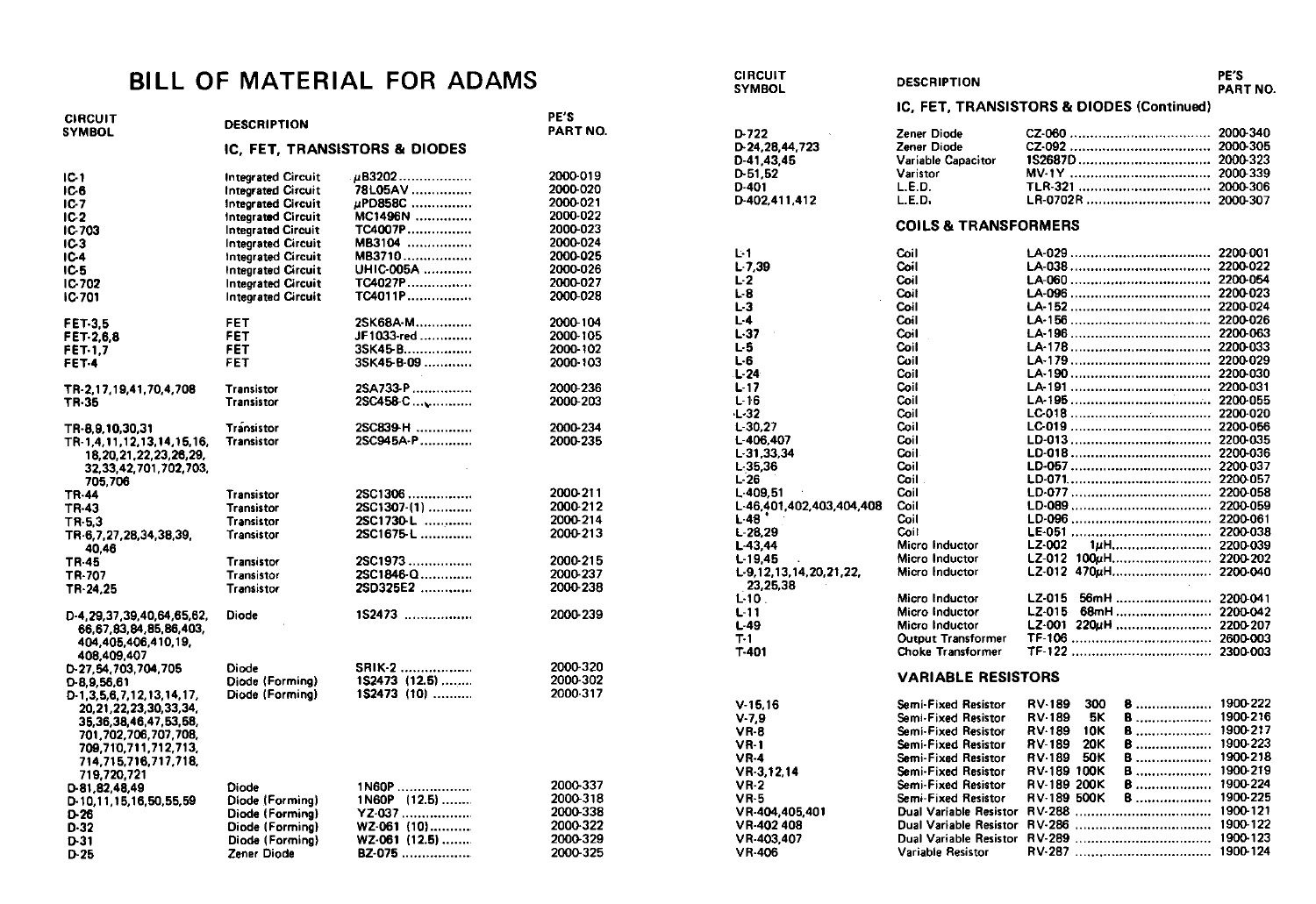# BILL OF MATERIAL FOR ADAMS

## IC, FET, TRANSISTORS & DIODES

| CIRCUIT SYMBOL | DESCRIPTION | | PE'S PART NO. |
|---|---|---|---|
| IC-1 | Integrated Circuit | μB3202 | 2000-019 |
| IC-6 | Integrated Circuit | 78L05AV | 2000-020 |
| IC-7 | Integrated Circuit | μPD858C | 2000-021 |
| IC-2 | Integrated Circuit | MC1496N | 2000-022 |
| IC-703 | Integrated Circuit | TC4007P | 2000-023 |
| IC-3 | Integrated Circuit | MB3104 | 2000-024 |
| IC-4 | Integrated Circuit | MB3710 | 2000-025 |
| IC-5 | Integrated Circuit | UHIC-005A | 2000-026 |
| IC-702 | Integrated Circuit | TC4027P | 2000-027 |
| IC-701 | Integrated Circuit | TC4011P | 2000-028 |
| FET-3,5 | FET | 2SK68A-M | 2000-104 |
| FET-2,6,8 | FET | JF1033-red | 2000-105 |
| FET-1,7 | FET | 3SK45-B | 2000-102 |
| FET-4 | FET | 3SK45-B-09 | 2000-103 |
| TR-2,17,19,41,70,4,708 | Transistor | 2SA733-P | 2000-236 |
| TR-36 | Transistor | 2SC458-C | 2000-203 |
| TR-8,9,10,30,31 | Transistor | 2SC839-H | 2000-234 |
| TR-1,4,11,12,13,14,15,16,18,20,21,22,23,26,29,32,33,42,701,702,703,705,706 | Transistor | 2SC945A-P | 2000-235 |
| TR-44 | Transistor | 2SC1306 | 2000-211 |
| TR-43 | Transistor | 2SC1307-(1) | 2000-212 |
| TR-5,3 | Transistor | 2SC1730-L | 2000-214 |
| TR-6,7,27,28,34,38,39,40,46 | Transistor | 2SC1675-L | 2000-213 |
| TR-45 | Transistor | 2SC1973 | 2000-215 |
| TR-707 | Transistor | 2SC1846-Q | 2000-237 |
| TR-24,25 | Transistor | 2SD325E2 | 2000-238 |
| D-4,29,37,39,40,64,65,62,66,67,83,84,85,86,403,404,405,406,410,19,408,409,407 | Diode | 1S2473 | 2000-239 |
| D-27,54,703,704,705 | Diode | SRIK-2 | 2000-320 |
| D-8,9,56,61 | Diode (Forming) | 1S2473 (12.5) | 2000-302 |
| D-1,3,5,6,7,12,13,14,17,20,21,22,23,30,33,34,35,36,38,46,47,53,58,701,702,706,707,708,709,710,711,712,713,714,715,716,717,718,719,720,721 | Diode (Forming) | 1S2473 (10) | 2000-317 |
| D-81,82,48,49 | Diode | 1N60P | 2000-337 |
| D-10,11,15,16,50,55,59 | Diode (Forming) | 1N60P (12.5) | 2000-318 |
| D-26 | Diode (Forming) | YZ-037 | 2000-338 |
| D-32 | Diode (Forming) | WZ-061 (10) | 2000-322 |
| D-31 | Diode (Forming) | WZ-061 (12.5) | 2000-329 |
| D-25 | Zener Diode | BZ-075 | 2000-325 |

## IC, FET, TRANSISTORS & DIODES (Continued)

| CIRCUIT SYMBOL | DESCRIPTION | | PE'S PART NO. |
|---|---|---|---|
| D-722 | Zener Diode | CZ-060 | 2000-340 |
| D-24,28,44,723 | Zener Diode | CZ-092 | 2000-305 |
| D-41,43,45 | Variable Capacitor | 1S2687D | 2000-323 |
| D-51,52 | Varistor | MV-1Y | 2000-339 |
| D-401 | L.E.D. | TLR-321 | 2000-306 |
| D-402,411,412 | L.E.D. | LR-0702R | 2000-307 |

## COILS & TRANSFORMERS

| CIRCUIT SYMBOL | DESCRIPTION | | PE'S PART NO. |
|---|---|---|---|
| L-1 | Coil | LA-029 | 2200-001 |
| L-7,39 | Coil | LA-038 | 2200-022 |
| L-2 | Coil | LA-060 | 2200-054 |
| L-8 | Coil | LA-096 | 2200-023 |
| L-3 | Coil | LA-152 | 2200-024 |
| L-4 | Coil | LA-156 | 2200-026 |
| L-37 | Coil | LA-196 | 2200-063 |
| L-5 | Coil | LA-178 | 2200-033 |
| L-6 | Coil | LA-179 | 2200-029 |
| L-24 | Coil | LA-190 | 2200-030 |
| L-17 | Coil | LA-191 | 2200-031 |
| L-16 | Coil | LA-195 | 2200-055 |
| L-32 | Coil | LC-018 | 2200-020 |
| L-30,27 | Coil | LC-019 | 2200-056 |
| L-406,407 | Coil | LD-013 | 2200-035 |
| L-31,33,34 | Coil | LD-018 | 2200-036 |
| L-35,36 | Coil | LD-057 | 2200-037 |
| L-26 | Coil | LD-071 | 2200-057 |
| L-409,51 | Coil | LD-077 | 2200-058 |
| L-46,401,402,403,404,408 | Coil | LD-089 | 2200-059 |
| L-48 | Coil | LD-096 | 2200-061 |
| L-28,29 | Coil | LE-051 | 2200-038 |
| L-43,44 | Micro Inductor | LZ-002 1μH | 2200-039 |
| L-19,45 | Micro Inductor | LZ-012 100μH | 2200-202 |
| L-9,12,13,14,20,21,22,23,25,38 | Micro Inductor | LZ-012 470μH | 2200-040 |
| L-10 | Micro Inductor | LZ-015 56mH | 2200-041 |
| L-11 | Micro Inductor | LZ-015 68mH | 2200-042 |
| L-49 | Micro Inductor | LZ-001 220μH | 2200-207 |
| T-1 | Output Transformer | TF-106 | 2600-003 |
| T-401 | Choke Transformer | TF-122 | 2300-003 |

## VARIABLE RESISTORS

| CIRCUIT SYMBOL | DESCRIPTION | | PE'S PART NO. |
|---|---|---|---|
| V-15,16 | Semi-Fixed Resistor | RV-189 300 B | 1900-222 |
| V-7,9 | Semi-Fixed Resistor | RV-189 5K B | 1900-216 |
| VR-8 | Semi-Fixed Resistor | RV-189 10K B | 1900-217 |
| VR-1 | Semi-Fixed Resistor | RV-189 20K B | 1900-223 |
| VR-4 | Semi-Fixed Resistor | RV-189 50K B | 1900-218 |
| VR-3,12,14 | Semi-Fixed Resistor | RV-189 100K B | 1900-219 |
| VR-2 | Semi-Fixed Resistor | RV-189 200K B | 1900-224 |
| VR-5 | Semi-Fixed Resistor | RV-189 500K B | 1900-225 |
| VR-404,405,401 | Dual Variable Resistor | RV-288 | 1900-121 |
| VR-402 408 | Dual Variable Resistor | RV-286 | 1900-122 |
| VR-403,407 | Dual Variable Resistor | RV-289 | 1900-123 |
| VR-406 | Variable Resistor | RV-287 | 1900-124 |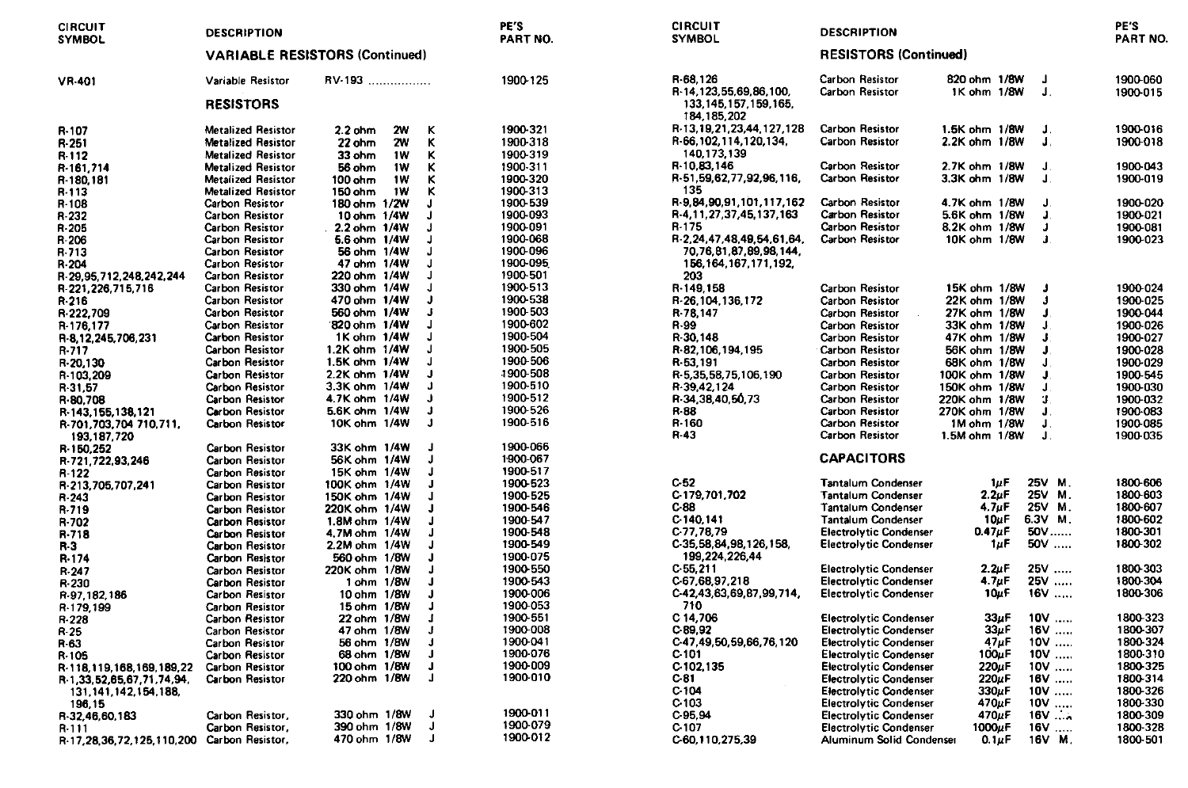| CIRCUIT SYMBOL | DESCRIPTION | | | | PE'S PART NO. |
|---|---|---|---|---|---|
| | **VARIABLE RESISTORS (Continued)** | | | | |
| VR-401 | Variable Resistor | RV-193 ................ | | | 1900-125 |
| | **RESISTORS** | | | | |
| R-107 | Metalized Resistor | 2.2 ohm | 2W | K | 1900-321 |
| R-251 | Metalized Resistor | 22 ohm | 2W | K | 1900-318 |
| R-112 | Metalized Resistor | 33 ohm | 1W | K | 1900-319 |
| R-161,714 | Metalized Resistor | 56 ohm | 1W | K | 1900-311 |
| R-180,181 | Metalized Resistor | 100 ohm | 1W | K | 1900-320 |
| R-113 | Metalized Resistor | 150 ohm | 1W | K | 1900-313 |
| R-108 | Carbon Resistor | 180 ohm | 1/2W | J | 1900-539 |
| R-232 | Carbon Resistor | 10 ohm | 1/4W | J | 1900-093 |
| R-205 | Carbon Resistor | 2.2 ohm | 1/4W | J | 1900-091 |
| R-206 | Carbon Resistor | 5.6 ohm | 1/4W | J | 1900-068 |
| R-713 | Carbon Resistor | 56 ohm | 1/4W | J | 1900-096 |
| R-204 | Carbon Resistor | 47 ohm | 1/4W | J | 1900-095 |
| R-29,95,712,248,242,244 | Carbon Resistor | 220 ohm | 1/4W | J | 1900-501 |
| R-221,226,715,716 | Carbon Resistor | 330 ohm | 1/4W | J | 1900-513 |
| R-216 | Carbon Resistor | 470 ohm | 1/4W | J | 1900-538 |
| R-222,709 | Carbon Resistor | 560 ohm | 1/4W | J | 1900-503 |
| R-176,177 | Carbon Resistor | 820 ohm | 1/4W | J | 1900-602 |
| R-8,12,245,706,231 | Carbon Resistor | 1K ohm | 1/4W | J | 1900-504 |
| R-717 | Carbon Resistor | 1.2K ohm | 1/4W | J | 1900-505 |
| R-20,130 | Carbon Resistor | 1.5K ohm | 1/4W | J | 1900-506 |
| R-103,209 | Carbon Resistor | 2.2K ohm | 1/4W | J | 1900-508 |
| R-31,57 | Carbon Resistor | 3.3K ohm | 1/4W | J | 1900-510 |
| R-80,708 | Carbon Resistor | 4.7K ohm | 1/4W | J | 1900-512 |
| R-143,155,138,121 | Carbon Resistor | 5.6K ohm | 1/4W | J | 1900-526 |
| R-701,703,704 710,711, 193,187,720 | Carbon Resistor | 10K ohm | 1/4W | J | 1900-516 |
| R-150,252 | Carbon Resistor | 33K ohm | 1/4W | J | 1900-066 |
| R-721,722,93,246 | Carbon Resistor | 56K ohm | 1/4W | J | 1900-067 |
| R-122 | Carbon Resistor | 15K ohm | 1/4W | J | 1900-517 |
| R-213,705,707,241 | Carbon Resistor | 100K ohm | 1/4W | J | 1900-523 |
| R-243 | Carbon Resistor | 150K ohm | 1/4W | J | 1900-525 |
| R-719 | Carbon Resistor | 220K ohm | 1/4W | J | 1900-546 |
| R-702 | Carbon Resistor | 1.8M ohm | 1/4W | J | 1900-547 |
| R-718 | Carbon Resistor | 4.7M ohm | 1/4W | J | 1900-548 |
| R-3 | Carbon Resistor | 2.2M ohm | 1/4W | J | 1900-549 |
| R-174 | Carbon Resistor | 560 ohm | 1/8W | J | 1900-075 |
| R-247 | Carbon Resistor | 220K ohm | 1/8W | J | 1900-550 |
| R-230 | Carbon Resistor | 1 ohm | 1/8W | J | 1900-543 |
| R-97,182,186 | Carbon Resistor | 10 ohm | 1/8W | J | 1900-006 |
| R-179,199 | Carbon Resistor | 15 ohm | 1/8W | J | 1900-053 |
| R-228 | Carbon Resistor | 22 ohm | 1/8W | J | 1900-551 |
| R-25 | Carbon Resistor | 47 ohm | 1/8W | J | 1900-008 |
| R-63 | Carbon Resistor | 56 ohm | 1/8W | J | 1900-041 |
| R-105 | Carbon Resistor | 68 ohm | 1/8W | J | 1900-076 |
| R-118,119,168,169,189,22 | Carbon Resistor | 100 ohm | 1/8W | J | 1900-009 |
| R-1,33,52,65,67,71,74,94, 131,141,142,154,188, 196,15 | Carbon Resistor | 220 ohm | 1/8W | J | 1900-010 |
| R-32,46,60,183 | Carbon Resistor, | 330 ohm | 1/8W | J | 1900-011 |
| R-111 | Carbon Resistor, | 390 ohm | 1/8W | J | 1900-079 |
| R-17,28,36,72,125,110,200 | Carbon Resistor, | 470 ohm | 1/8W | J | 1900-012 |

| CIRCUIT SYMBOL | DESCRIPTION | | | | PE'S PART NO. |
|---|---|---|---|---|---|
| | **RESISTORS (Continued)** | | | | |
| R-68,126 | Carbon Resistor | 820 ohm | 1/8W | J | 1900-060 |
| R-14,123,55,69,86,100, 133,145,157,159,165, 184,185,202 | Carbon Resistor | 1K ohm | 1/8W | J | 1900-015 |
| R-13,19,21,23,44,127,128 | Carbon Resistor | 1.5K ohm | 1/8W | J | 1900-016 |
| R-66,102,114,120,134, 140,173,139 | Carbon Resistor | 2.2K ohm | 1/8W | J | 1900-018 |
| R-10,83,146 | Carbon Resistor | 2.7K ohm | 1/8W | J | 1900-043 |
| R-51,59,62,77,92,96,116, 135 | Carbon Resistor | 3.3K ohm | 1/8W | J | 1900-019 |
| R-9,84,90,91,101,117,162 | Carbon Resistor | 4.7K ohm | 1/8W | J | 1900-020 |
| R-4,11,27,37,45,137,163 | Carbon Resistor | 5.6K ohm | 1/8W | J | 1900-021 |
| R-175 | Carbon Resistor | 8.2K ohm | 1/8W | J | 1900-081 |
| R-2,24,47,48,49,54,61,64, 70,76,81,87,89,98,144, 156,164,167,171,192, 203 | Carbon Resistor | 10K ohm | 1/8W | J | 1900-023 |
| R-149,158 | Carbon Resistor | 15K ohm | 1/8W | J | 1900-024 |
| R-26,104,136,172 | Carbon Resistor | 22K ohm | 1/8W | J | 1900-025 |
| R-78,147 | Carbon Resistor | 27K ohm | 1/8W | J | 1900-044 |
| R-99 | Carbon Resistor | 33K ohm | 1/8W | J | 1900-026 |
| R-30,148 | Carbon Resistor | 47K ohm | 1/8W | J | 1900-027 |
| R-82,106,194,195 | Carbon Resistor | 56K ohm | 1/8W | J | 1900-028 |
| R-53,191 | Carbon Resistor | 68K ohm | 1/8W | J | 1900-029 |
| R-5,35,58,75,106,190 | Carbon Resistor | 100K ohm | 1/8W | J | 1900-545 |
| R-39,42,124 | Carbon Resistor | 150K ohm | 1/8W | J | 1900-030 |
| R-34,38,40,50,73 | Carbon Resistor | 220K ohm | 1/8W | J | 1900-032 |
| R-88 | Carbon Resistor | 270K ohm | 1/8W | J | 1900-083 |
| R-160 | Carbon Resistor | 1M ohm | 1/8W | J | 1900-085 |
| R-43 | Carbon Resistor | 1.5M ohm | 1/8W | J | 1900-035 |
| | **CAPACITORS** | | | | |
| C-52 | Tantalum Condenser | 1μF | 25V | M. | 1800-606 |
| C-179,701,702 | Tantalum Condenser | 2.2μF | 25V | M. | 1800-603 |
| C-88 | Tantalum Condenser | 4.7μF | 25V | M. | 1800-607 |
| C-140,141 | Tantalum Condenser | 10μF | 6.3V | M. | 1800-602 |
| C-77,78,79 | Electrolytic Condenser | 0.47μF | 50V...... | | 1800-301 |
| C-35,58,84,98,126,158, 199,224,226,44 | Electrolytic Condenser | 1μF | 50V ..... | | 1800-302 |
| C-55,211 | Electrolytic Condenser | 2.2μF | 25V ..... | | 1800-303 |
| C-67,68,97,218 | Electrolytic Condenser | 4.7μF | 25V ..... | | 1800-304 |
| C-42,43,63,69,87,99,714, 710 | Electrolytic Condenser | 10μF | 16V ..... | | 1800-306 |
| C 14,706 | Electrolytic Condenser | 33μF | 10V ..... | | 1800-323 |
| C-89,92 | Electrolytic Condenser | 33μF | 16V ..... | | 1800-307 |
| C-47,49,50,59,66,76,120 | Electrolytic Condenser | 47μF | 10V ..... | | 1800-324 |
| C-101 | Electrolytic Condenser | 100μF | 10V ..... | | 1800-310 |
| C-102,135 | Electrolytic Condenser | 220μF | 10V ..... | | 1800-325 |
| C-81 | Electrolytic Condenser | 220μF | 16V ..... | | 1800-314 |
| C-104 | Electrolytic Condenser | 330μF | 10V ..... | | 1800-326 |
| C-103 | Electrolytic Condenser | 470μF | 10V ..... | | 1800-330 |
| C-95,94 | Electrolytic Condenser | 470μF | 16V ..... | | 1800-309 |
| C-107 | Electrolytic Condenser | 1000μF | 16V ..... | | 1800-328 |
| C-60,110,275,39 | Aluminum Solid Condenser | 0.1μF | 16V | M. | 1800-501 |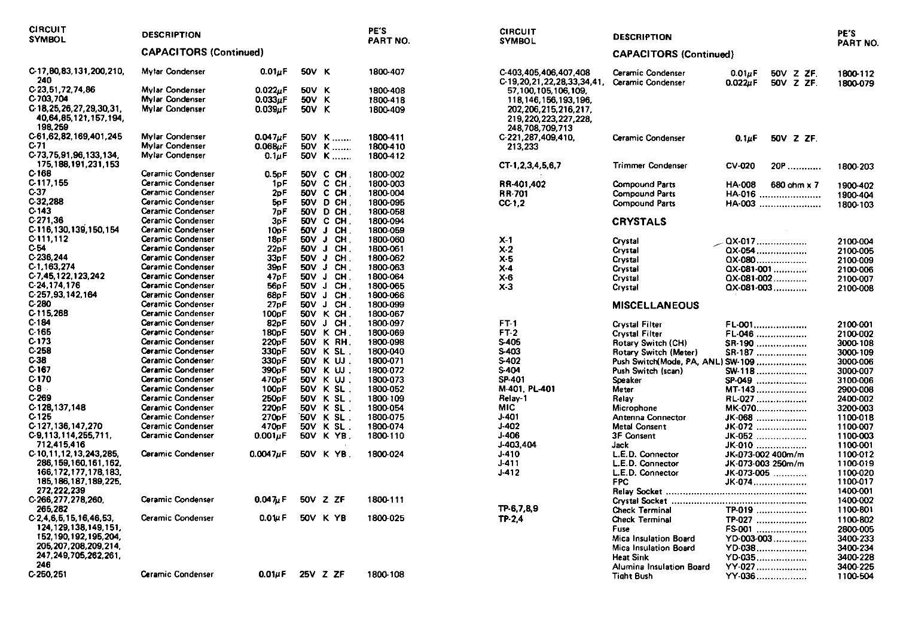| CIRCUIT SYMBOL | DESCRIPTION | | | | PE'S PART NO. |
|---|---|---|---|---|---|
| | **CAPACITORS (Continued)** | | | | |
| C-17,80,83,131,200,210, 240 | Mylar Condenser | 0.01μF | 50V | K | 1800-407 |
| C-23,51,72,74,86 | Mylar Condenser | 0.022μF | 50V | K | 1800-408 |
| C-703,704 | Mylar Condenser | 0.033μF | 50V | K | 1800-418 |
| C-18,25,26,27,29,30,31, 40,64,85,121,157,194, 198,259 | Mylar Condenser | 0.039μF | 50V | K | 1800-409 |
| C-61,62,82,169,401,245 | Mylar Condenser | 0.047μF | 50V | K ....... | 1800-411 |
| C-71 | Mylar Condenser | 0.068μF | 50V | K ....... | 1800-410 |
| C-73,75,91,96,133,134, 175,188,191,231,153 | Mylar Condenser | 0.1μF | 50V | K ....... | 1800-412 |
| C-168 | Ceramic Condenser | 0.5pF | 50V | C CH. | 1800-002 |
| C-117,155 | Ceramic Condenser | 1pF | 50V | C CH. | 1800-003 |
| C-37 | Ceramic Condenser | 2pF | 50V | C CH. | 1800-004 |
| C-32,288 | Ceramic Condenser | 5pF | 50V | D CH. | 1800-095 |
| C-143 | Ceramic Condenser | 7pF | 50V | D CH. | 1800-058 |
| C-271,36 | Ceramic Condenser | 3pF | 50V | C CH. | 1800-094 |
| C-116,130,139,150,154 | Ceramic Condenser | 10pF | 50V | J CH. | 1800-059 |
| C-111,112 | Ceramic Condenser | 18pF | 50V | J CH. | 1800-060 |
| C-54 | Ceramic Condenser | 22pF | 50V | J CH. | 1800-061 |
| C-236,244 | Ceramic Condenser | 33pF | 50V | J CH. | 1800-062 |
| C-1,163,274 | Ceramic Condenser | 39pF | 50V | J CH. | 1800-063 |
| C-7,45,122,123,242 | Ceramic Condenser | 47pF | 50V | J CH. | 1800-064 |
| C-24,174,176 | Ceramic Condenser | 56pF | 50V | J CH. | 1800-065 |
| C-257,93,142,164 | Ceramic Condenser | 68pF | 50V | J CH. | 1800-066 |
| C-280 | Ceramic Condenser | 27pF | 50V | J CH. | 1800-099 |
| C-115,268 | Ceramic Condenser | 100pF | 50V | K CH. | 1800-067 |
| C-184 | Ceramic Condenser | 82pF | 50V | J CH. | 1800-097 |
| C-165 | Ceramic Condenser | 180pF | 50V | K CH. | 1800-069 |
| C-173 | Ceramic Condenser | 220pF | 50V | K RH. | 1800-098 |
| C-258 | Ceramic Condenser | 330pF | 50V | K SL. | 1800-040 |
| C-38 | Ceramic Condenser | 330pF | 50V | K UJ. | 1800-071 |
| C-167 | Ceramic Condenser | 390pF | 50V | K UJ. | 1800-072 |
| C-170 | Ceramic Condenser | 470pF | 50V | K UJ. | 1800-073 |
| C-8 | Ceramic Condenser | 100pF | 50V | K SL. | 1800-052 |
| C-269 | Ceramic Condenser | 250pF | 50V | K SL. | 1800-109 |
| C-128,137,148 | Ceramic Condenser | 220pF | 50V | K SL. | 1800-054 |
| C-125 | Ceramic Condenser | 270pF | 50V | K SL. | 1800-075 |
| C-127,136,147,270 | Ceramic Condenser | 470pF | 50V | K SL. | 1800-074 |
| C-9,113,114,255,711, 712,415,416 | Ceramic Condenser | 0.001μF | 50V | K YB. | 1800-110 |
| C-10,11,12,13,243,285, 286,159,160,161,162, 166,172,177,178,183, 185,186,187,189,225, 272,222,239 | Ceramic Condenser | 0.0047μF | 50V | K YB. | 1800-024 |
| C-266,277,278,260, 265,282 | Ceramic Condenser | 0.047μF | 50V | Z ZF | 1800-111 |
| C-2,4,6,5,15,16,46,53, 124,129,138,149,151, 152,190,192,195,204, 205,207,208,209,214, 247,249,705,262,261, 246 | Ceramic Condenser | 0.01μF | 50V | K YB | 1800-025 |
| C-250,251 | Ceramic Condenser | 0.01μF | 25V | Z ZF | 1800-108 |
| C-403,405,406,407,408 | Ceramic Condenser | 0.01μF | 50V | Z ZF. | 1800-112 |
| C-19,20,21,22,28,33,34,41, 57,100,105,106,109, 118,146,156,193,196, 202,206,215,216,217, 219,220,223,227,228, 248,708,709,713 | Ceramic Condenser | 0.022μF | 50V | Z ZF. | 1800-079 |
| C-221,287,409,410, 213,233 | Ceramic Condenser | 0.1μF | 50V | Z ZF. | |
| CT-1,2,3,4,5,6,7 | Trimmer Condenser | CV-020 | 20P ........... | | 1800-203 |
| RR-401,402 | Compound Parts | HA-008 | 680 ohm x 7 | | 1900-402 |
| RR-701 | Compound Parts | HA-016 ...................... | | | 1900-404 |
| CC-1,2 | Compound Parts | HA-003 ...................... | | | 1800-103 |
| | **CRYSTALS** | | | | |
| X-1 | Crystal | QX-017.................. | | | 2100-004 |
| X-2 | Crystal | QX-054.................. | | | 2100-005 |
| X-5 | Crystal | QX-080.................. | | | 2100-009 |
| X-4 | Crystal | QX-081-001 ............ | | | 2100-006 |
| X-6 | Crystal | QX-081-002 ............ | | | 2100-007 |
| X-3 | Crystal | QX-081-003 ............ | | | 2100-008 |
| | **MISCELLANEOUS** | | | | |
| FT-1 | Crystal Filter | FL-001.................. | | | 2100-001 |
| FT-2 | Crystal Filter | FL-046 .................. | | | 2100-002 |
| S-405 | Rotary Switch (CH) | SR-190 .................. | | | 3000-108 |
| S-403 | Rotary Switch (Meter) | SR-187 .................. | | | 3000-109 |
| S-402 | Push Switch(Mode, PA, ANL) | SW-109 .................. | | | 3000-006 |
| S-404 | Push Switch (scan) | SW-118 .................. | | | 3000-007 |
| SP-401 | Speaker | SP-049 .................. | | | 3100-006 |
| M-401, PL-401 | Meter | MT-143.................. | | | 2900-008 |
| Relay-1 | Relay | RL-027 .................. | | | 2400-002 |
| MIC | Microphone | MK-070.................. | | | 3200-003 |
| J-401 | Antenna Connector | JK-068 .................. | | | 1100-018 |
| J-402 | Metal Consent | JK-072 .................. | | | 1100-007 |
| J-406 | 3F Consent | JK-052 .................. | | | 1100-003 |
| J-403,404 | Jack | JK-010 .................. | | | 1100-001 |
| J-410 | L.E.D. Connector | JK-073-002 400m/m | | | 1100-012 |
| J-411 | L.E.D. Connector | JK-073-003 250m/m | | | 1100-019 |
| J-412 | L.E.D. Connector | JK-073-005 ........... | | | 1100-020 |
| | FPC | JK-074.................. | | | 1100-017 |
| | Relay Socket ........................................ | | | | 1400-001 |
| | Crystal Socket ...................................... | | | | 1400-002 |
| TP-6,7,8,9 | Check Terminal | TP-019 .................. | | | 1100-801 |
| TP-2,4 | Check Terminal | TP-027 .................. | | | 1100-802 |
| | Fuse | FS-001 .................. | | | 2800-005 |
| | Mica Insulation Board | YD-003-003........... | | | 3400-233 |
| | Mica Insulation Board | YD-038.................. | | | 3400-234 |
| | Heat Sink | YD-035.................. | | | 3400-228 |
| | Alumina Insulation Board | YY-027.................. | | | 3400-225 |
| | Tight Bush | YY-036.................. | | | 1100-504 |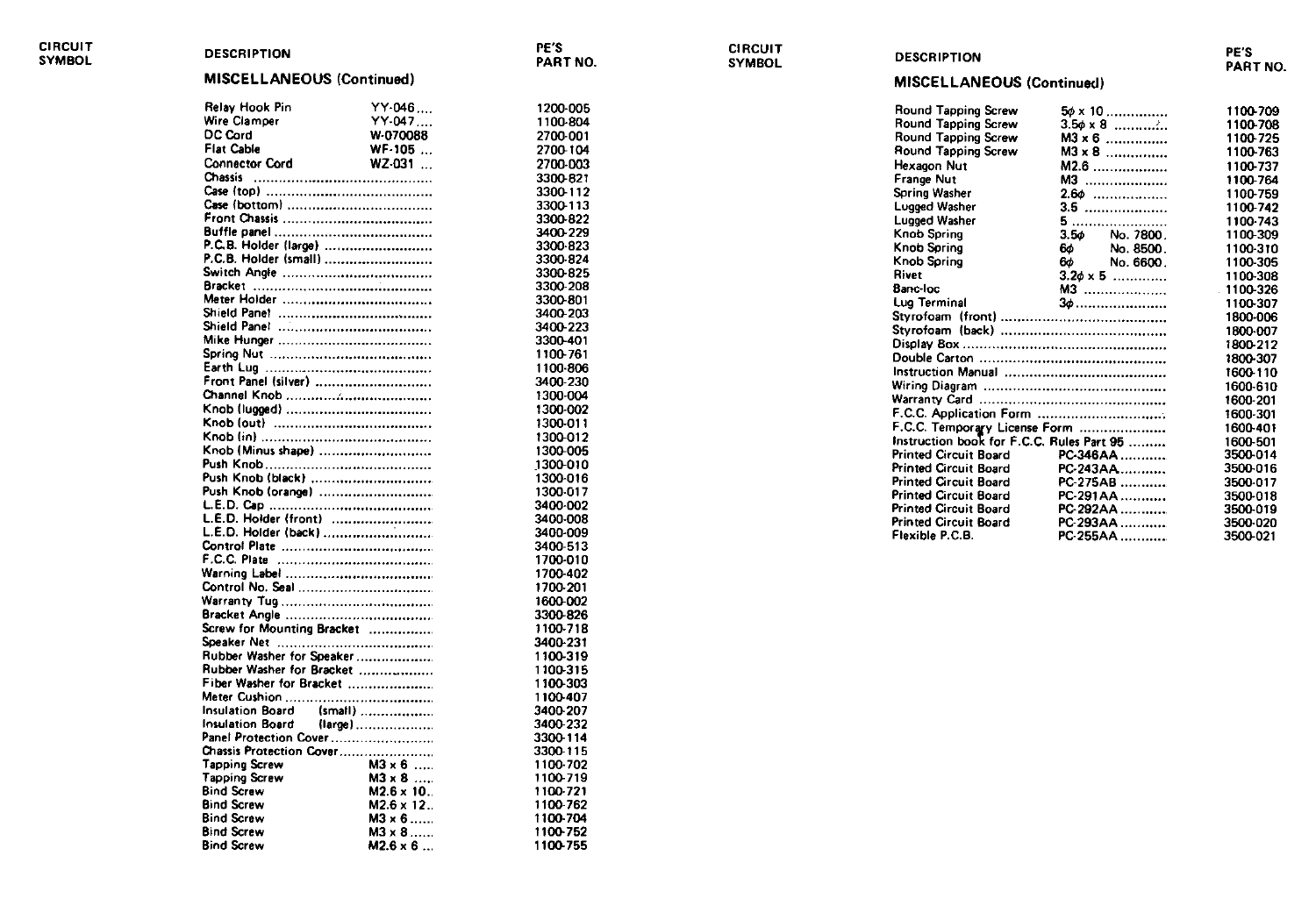| CIRCUIT SYMBOL | DESCRIPTION | | PE'S PART NO. |
|---|---|---|---|
| | **MISCELLANEOUS (Continued)** | | |
| | Relay Hook Pin | YY-046 | 1200-005 |
| | Wire Clamper | YY-047 | 1100-804 |
| | DC Cord | W-070088 | 2700-001 |
| | Flat Cable | WF-105 | 2700-104 |
| | Connector Cord | WZ-031 | 2700-003 |
| | Chassis | | 3300-821 |
| | Case (top) | | 3300-112 |
| | Case (bottom) | | 3300-113 |
| | Front Chassis | | 3300-822 |
| | Buffle panel | | 3400-229 |
| | P.C.B. Holder (large) | | 3300-823 |
| | P.C.B. Holder (small) | | 3300-824 |
| | Switch Angle | | 3300-825 |
| | Bracket | | 3300-208 |
| | Meter Holder | | 3300-801 |
| | Shield Panel | | 3400-203 |
| | Shield Panel | | 3400-223 |
| | Mike Hunger | | 3300-401 |
| | Spring Nut | | 1100-761 |
| | Earth Lug | | 1100-806 |
| | Front Panel (silver) | | 3400-230 |
| | Channel Knob | | 1300-004 |
| | Knob (lugged) | | 1300-002 |
| | Knob (out) | | 1300-011 |
| | Knob (in) | | 1300-012 |
| | Knob (Minus shape) | | 1300-005 |
| | Push Knob | | 1300-010 |
| | Push Knob (black) | | 1300-016 |
| | Push Knob (orange) | | 1300-017 |
| | L.E.D. Cap | | 3400-002 |
| | L.E.D. Holder (front) | | 3400-008 |
| | L.E.D. Holder (back) | | 3400-009 |
| | Control Plate | | 3400-513 |
| | F.C.C. Plate | | 1700-010 |
| | Warning Label | | 1700-402 |
| | Control No. Seal | | 1700-201 |
| | Warranty Tug | | 1600-002 |
| | Bracket Angle | | 3300-826 |
| | Screw for Mounting Bracket | | 1100-718 |
| | Speaker Net | | 3400-231 |
| | Rubber Washer for Speaker | | 1100-319 |
| | Rubber Washer for Bracket | | 1100-315 |
| | Fiber Washer for Bracket | | 1100-303 |
| | Meter Cushion | | 1100-407 |
| | Insulation Board (small) | | 3400-207 |
| | Insulation Board (large) | | 3400-232 |
| | Panel Protection Cover | | 3300-114 |
| | Chassis Protection Cover | | 3300-115 |
| | Tapping Screw | M3 x 6 | 1100-702 |
| | Tapping Screw | M3 x 8 | 1100-719 |
| | Bind Screw | M2.6 x 10 | 1100-721 |
| | Bind Screw | M2.6 x 12 | 1100-762 |
| | Bind Screw | M3 x 6 | 1100-704 |
| | Bind Screw | M3 x 8 | 1100-752 |
| | Bind Screw | M2.6 x 6 | 1100-755 |

| CIRCUIT SYMBOL | DESCRIPTION | | PE'S PART NO. |
|---|---|---|---|
| | **MISCELLANEOUS (Continued)** | | |
| | Round Tapping Screw | 5φ x 10 | 1100-709 |
| | Round Tapping Screw | 3.5φ x 8 | 1100-708 |
| | Round Tapping Screw | M3 x 6 | 1100-725 |
| | Round Tapping Screw | M3 x 8 | 1100-763 |
| | Hexagon Nut | M2.6 | 1100-737 |
| | Frange Nut | M3 | 1100-764 |
| | Spring Washer | 2.6φ | 1100-759 |
| | Lugged Washer | 3.5 | 1100-742 |
| | Lugged Washer | 5 | 1100-743 |
| | Knob Spring | 3.5φ No. 7800. | 1100-309 |
| | Knob Spring | 6φ No. 8500. | 1100-310 |
| | Knob Spring | 6φ No. 6600. | 1100-305 |
| | Rivet | 3.2φ x 5 | 1100-308 |
| | Banc-loc | M3 | 1100-326 |
| | Lug Terminal | 3φ | 1100-307 |
| | Styrofoam (front) | | 1800-006 |
| | Styrofoam (back) | | 1800-007 |
| | Display Box | | 1800-212 |
| | Double Carton | | 1800-307 |
| | Instruction Manual | | 1600-110 |
| | Wiring Diagram | | 1600-610 |
| | Warranty Card | | 1600-201 |
| | F.C.C. Application Form | | 1600-301 |
| | F.C.C. Temporary License Form | | 1600-401 |
| | Instruction book for F.C.C. Rules Part 95 | | 1600-501 |
| | Printed Circuit Board | PC-346AA | 3500-014 |
| | Printed Circuit Board | PC-243AA | 3500-016 |
| | Printed Circuit Board | PC-275AB | 3500-017 |
| | Printed Circuit Board | PC-291AA | 3500-018 |
| | Printed Circuit Board | PC-292AA | 3500-019 |
| | Printed Circuit Board | PC-293AA | 3500-020 |
| | Flexible P.C.B. | PC-255AA | 3500-021 |